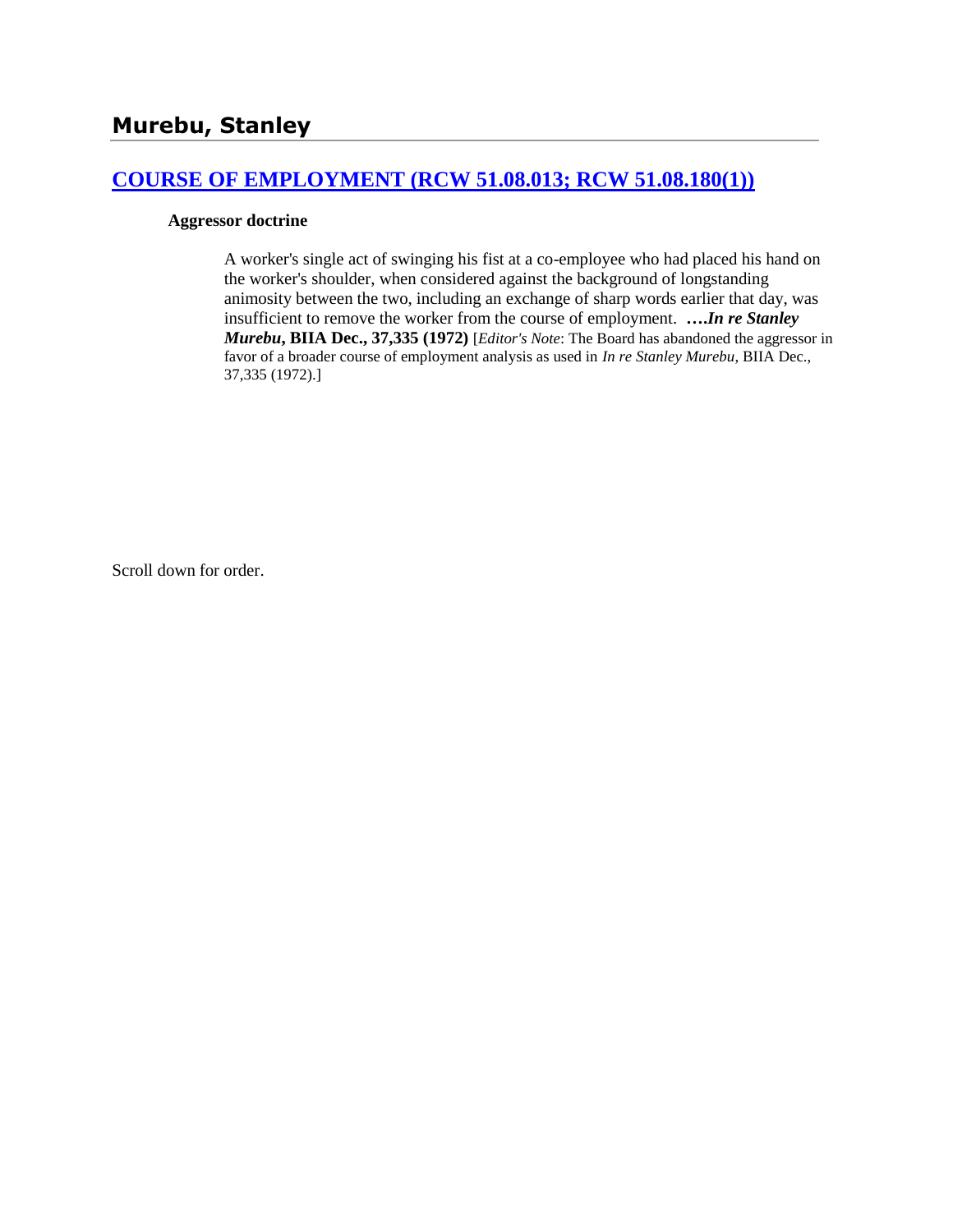## Murebu, Stanley

### [COURSE OF EMPLOYMENT (RCW 51.08.013; RCW 51.08.180(1))]()

**Aggressor doctrine**

> A worker's single act of swinging his fist at a co-employee who had placed his hand on the worker's shoulder, when considered against the background of longstanding animosity between the two, including an exchange of sharp words earlier that day, was insufficient to remove the worker from the course of employment. **….*In re Stanley Murebu*, BIIA Dec., 37,335 (1972)** [*Editor's Note*: The Board has abandoned the aggressor in favor of a broader course of employment analysis as used in *In re Stanley Murebu*, BIIA Dec., 37,335 (1972).]

Scroll down for order.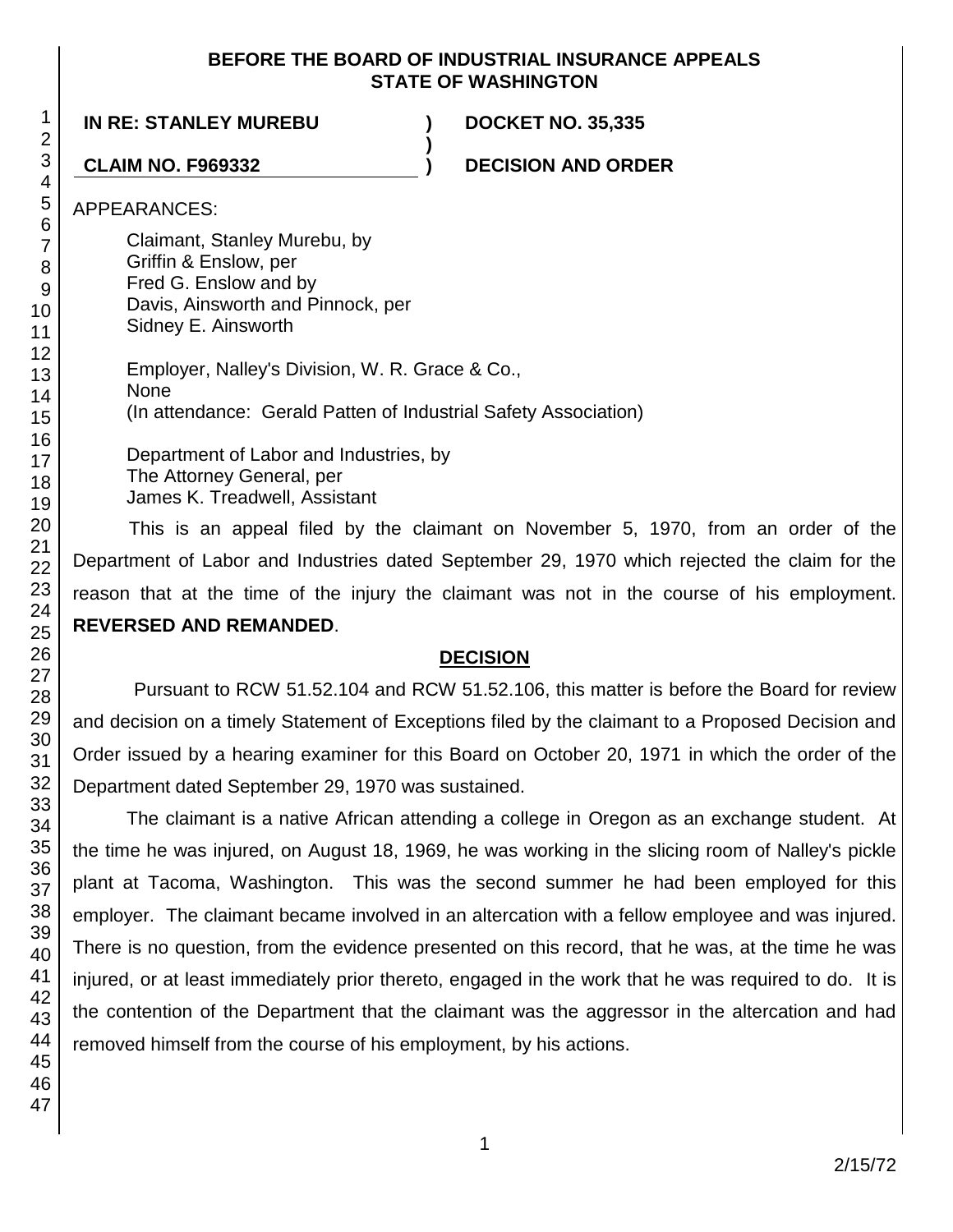**BEFORE THE BOARD OF INDUSTRIAL INSURANCE APPEALS**
**STATE OF WASHINGTON**

**IN RE: STANLEY MUREBU** ) **DOCKET NO. 35,335**
)
**CLAIM NO. F969332** ) **DECISION AND ORDER**

APPEARANCES:

Claimant, Stanley Murebu, by
Griffin & Enslow, per
Fred G. Enslow and by
Davis, Ainsworth and Pinnock, per
Sidney E. Ainsworth

Employer, Nalley's Division, W. R. Grace & Co.,
None
(In attendance: Gerald Patten of Industrial Safety Association)

Department of Labor and Industries, by
The Attorney General, per
James K. Treadwell, Assistant

This is an appeal filed by the claimant on November 5, 1970, from an order of the Department of Labor and Industries dated September 29, 1970 which rejected the claim for the reason that at the time of the injury the claimant was not in the course of his employment. **REVERSED AND REMANDED**.

## DECISION

Pursuant to RCW 51.52.104 and RCW 51.52.106, this matter is before the Board for review and decision on a timely Statement of Exceptions filed by the claimant to a Proposed Decision and Order issued by a hearing examiner for this Board on October 20, 1971 in which the order of the Department dated September 29, 1970 was sustained.

The claimant is a native African attending a college in Oregon as an exchange student. At the time he was injured, on August 18, 1969, he was working in the slicing room of Nalley's pickle plant at Tacoma, Washington. This was the second summer he had been employed for this employer. The claimant became involved in an altercation with a fellow employee and was injured. There is no question, from the evidence presented on this record, that he was, at the time he was injured, or at least immediately prior thereto, engaged in the work that he was required to do. It is the contention of the Department that the claimant was the aggressor in the altercation and had removed himself from the course of his employment, by his actions.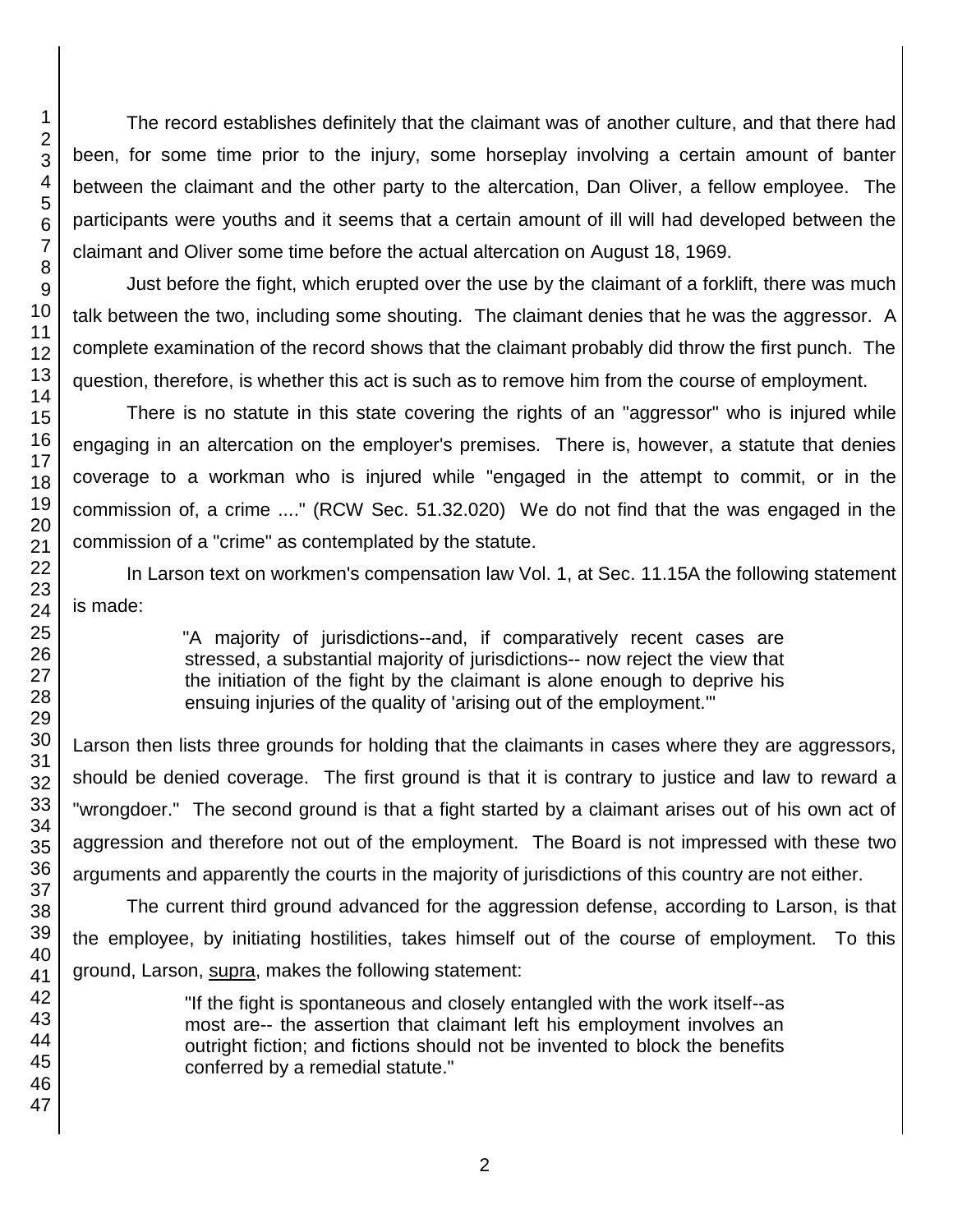The record establishes definitely that the claimant was of another culture, and that there had been, for some time prior to the injury, some horseplay involving a certain amount of banter between the claimant and the other party to the altercation, Dan Oliver, a fellow employee. The participants were youths and it seems that a certain amount of ill will had developed between the claimant and Oliver some time before the actual altercation on August 18, 1969.

Just before the fight, which erupted over the use by the claimant of a forklift, there was much talk between the two, including some shouting. The claimant denies that he was the aggressor. A complete examination of the record shows that the claimant probably did throw the first punch. The question, therefore, is whether this act is such as to remove him from the course of employment.

There is no statute in this state covering the rights of an "aggressor" who is injured while engaging in an altercation on the employer's premises. There is, however, a statute that denies coverage to a workman who is injured while "engaged in the attempt to commit, or in the commission of, a crime ...." (RCW Sec. 51.32.020) We do not find that the was engaged in the commission of a "crime" as contemplated by the statute.

In Larson text on workmen's compensation law Vol. 1, at Sec. 11.15A the following statement is made:

> "A majority of jurisdictions--and, if comparatively recent cases are stressed, a substantial majority of jurisdictions-- now reject the view that the initiation of the fight by the claimant is alone enough to deprive his ensuing injuries of the quality of 'arising out of the employment.'"

Larson then lists three grounds for holding that the claimants in cases where they are aggressors, should be denied coverage. The first ground is that it is contrary to justice and law to reward a "wrongdoer." The second ground is that a fight started by a claimant arises out of his own act of aggression and therefore not out of the employment. The Board is not impressed with these two arguments and apparently the courts in the majority of jurisdictions of this country are not either.

The current third ground advanced for the aggression defense, according to Larson, is that the employee, by initiating hostilities, takes himself out of the course of employment. To this ground, Larson, supra, makes the following statement:

> "If the fight is spontaneous and closely entangled with the work itself--as most are-- the assertion that claimant left his employment involves an outright fiction; and fictions should not be invented to block the benefits conferred by a remedial statute."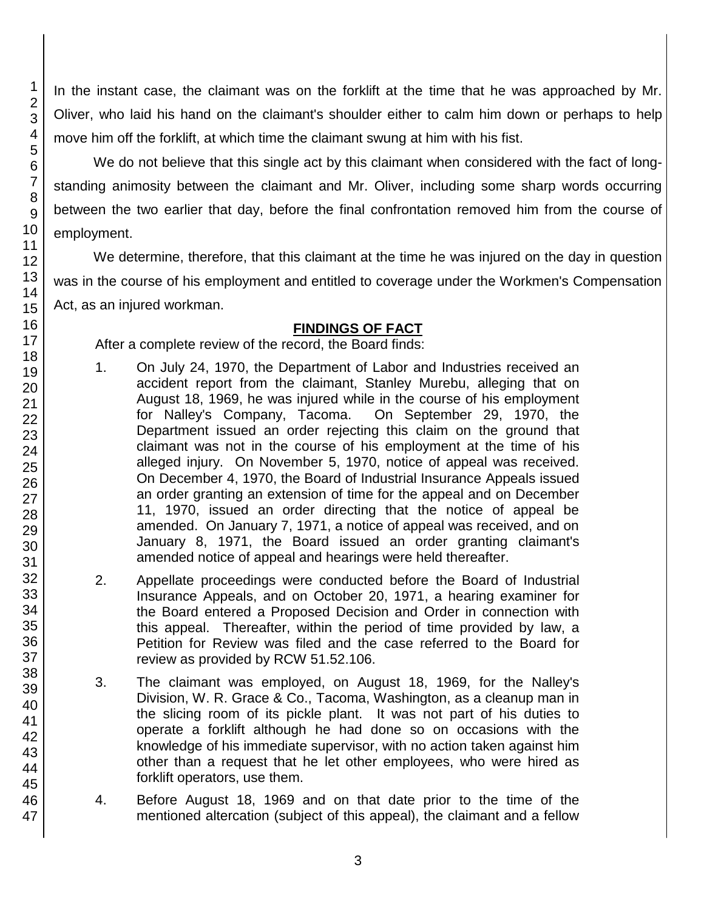In the instant case, the claimant was on the forklift at the time that he was approached by Mr. Oliver, who laid his hand on the claimant's shoulder either to calm him down or perhaps to help move him off the forklift, at which time the claimant swung at him with his fist.

We do not believe that this single act by this claimant when considered with the fact of long-standing animosity between the claimant and Mr. Oliver, including some sharp words occurring between the two earlier that day, before the final confrontation removed him from the course of employment.

We determine, therefore, that this claimant at the time he was injured on the day in question was in the course of his employment and entitled to coverage under the Workmen's Compensation Act, as an injured workman.

## FINDINGS OF FACT

After a complete review of the record, the Board finds:

1. On July 24, 1970, the Department of Labor and Industries received an accident report from the claimant, Stanley Murebu, alleging that on August 18, 1969, he was injured while in the course of his employment for Nalley's Company, Tacoma. On September 29, 1970, the Department issued an order rejecting this claim on the ground that claimant was not in the course of his employment at the time of his alleged injury. On November 5, 1970, notice of appeal was received. On December 4, 1970, the Board of Industrial Insurance Appeals issued an order granting an extension of time for the appeal and on December 11, 1970, issued an order directing that the notice of appeal be amended. On January 7, 1971, a notice of appeal was received, and on January 8, 1971, the Board issued an order granting claimant's amended notice of appeal and hearings were held thereafter.

2. Appellate proceedings were conducted before the Board of Industrial Insurance Appeals, and on October 20, 1971, a hearing examiner for the Board entered a Proposed Decision and Order in connection with this appeal. Thereafter, within the period of time provided by law, a Petition for Review was filed and the case referred to the Board for review as provided by RCW 51.52.106.

3. The claimant was employed, on August 18, 1969, for the Nalley's Division, W. R. Grace & Co., Tacoma, Washington, as a cleanup man in the slicing room of its pickle plant. It was not part of his duties to operate a forklift although he had done so on occasions with the knowledge of his immediate supervisor, with no action taken against him other than a request that he let other employees, who were hired as forklift operators, use them.

4. Before August 18, 1969 and on that date prior to the time of the mentioned altercation (subject of this appeal), the claimant and a fellow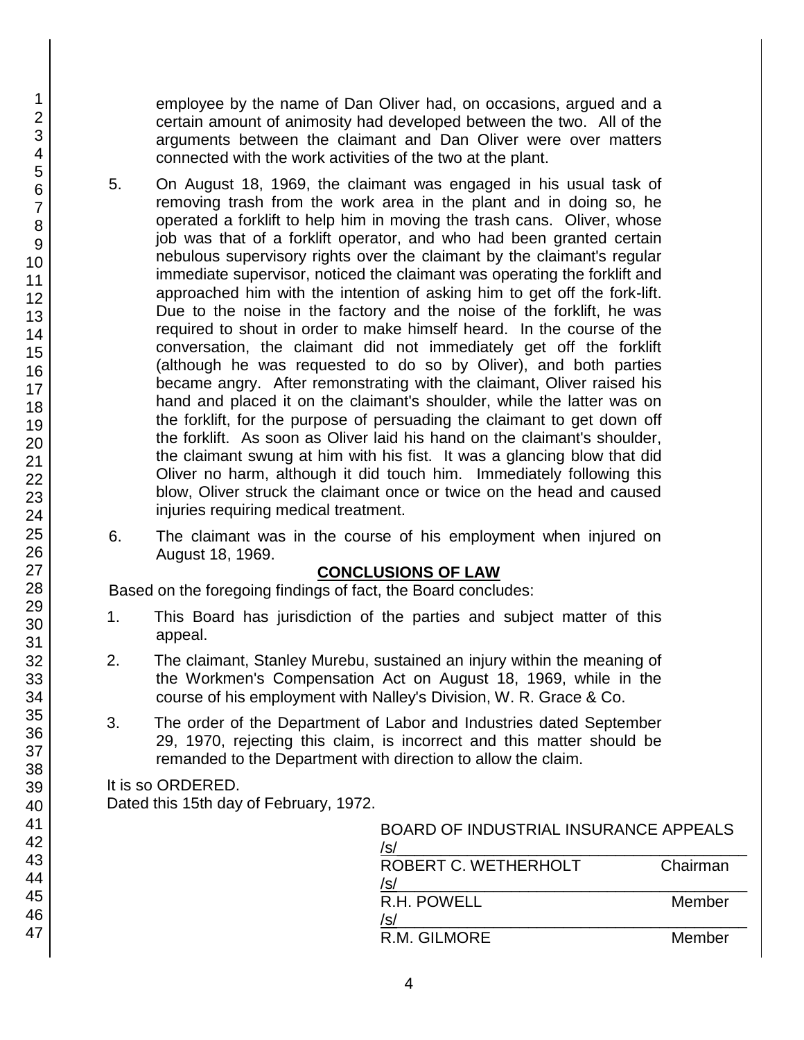employee by the name of Dan Oliver had, on occasions, argued and a certain amount of animosity had developed between the two. All of the arguments between the claimant and Dan Oliver were over matters connected with the work activities of the two at the plant.

5. On August 18, 1969, the claimant was engaged in his usual task of removing trash from the work area in the plant and in doing so, he operated a forklift to help him in moving the trash cans. Oliver, whose job was that of a forklift operator, and who had been granted certain nebulous supervisory rights over the claimant by the claimant's regular immediate supervisor, noticed the claimant was operating the forklift and approached him with the intention of asking him to get off the fork-lift. Due to the noise in the factory and the noise of the forklift, he was required to shout in order to make himself heard. In the course of the conversation, the claimant did not immediately get off the forklift (although he was requested to do so by Oliver), and both parties became angry. After remonstrating with the claimant, Oliver raised his hand and placed it on the claimant's shoulder, while the latter was on the forklift, for the purpose of persuading the claimant to get down off the forklift. As soon as Oliver laid his hand on the claimant's shoulder, the claimant swung at him with his fist. It was a glancing blow that did Oliver no harm, although it did touch him. Immediately following this blow, Oliver struck the claimant once or twice on the head and caused injuries requiring medical treatment.

6. The claimant was in the course of his employment when injured on August 18, 1969.

## CONCLUSIONS OF LAW

Based on the foregoing findings of fact, the Board concludes:

1. This Board has jurisdiction of the parties and subject matter of this appeal.

2. The claimant, Stanley Murebu, sustained an injury within the meaning of the Workmen's Compensation Act on August 18, 1969, while in the course of his employment with Nalley's Division, W. R. Grace & Co.

3. The order of the Department of Labor and Industries dated September 29, 1970, rejecting this claim, is incorrect and this matter should be remanded to the Department with direction to allow the claim.

It is so ORDERED.

Dated this 15th day of February, 1972.

BOARD OF INDUSTRIAL INSURANCE APPEALS

/s/
ROBERT C. WETHERHOLT Chairman

/s/
R.H. POWELL Member

/s/
R.M. GILMORE Member